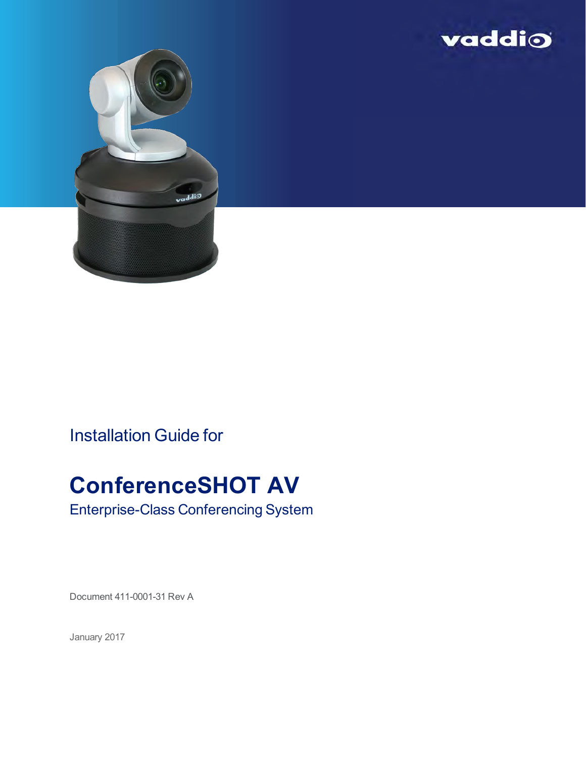vaddio

Installation Guide for

# ConferenceSHOT AV

Enterprise-Class Conferencing System

Document 411-0001-31 Rev A

January 2017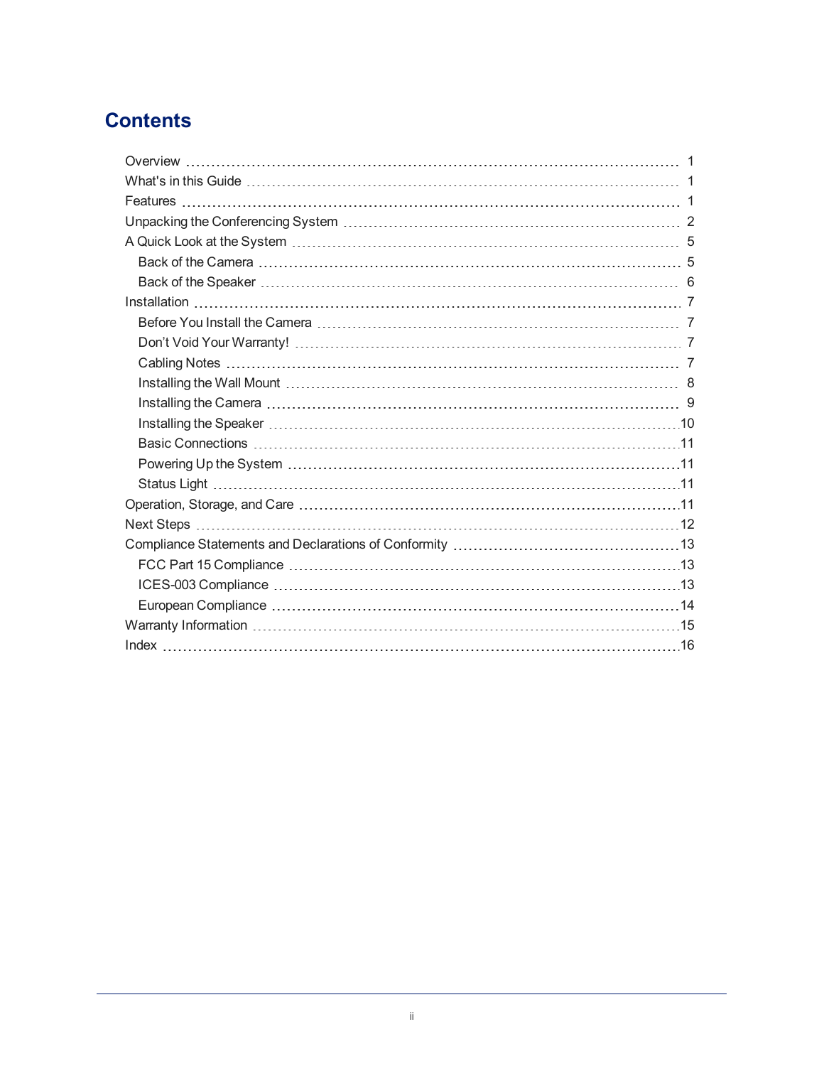# Contents

- Overview ..... 1
- What's in this Guide ..... 1
- Features ..... 1
- Unpacking the Conferencing System ..... 2
- A Quick Look at the System ..... 5
  - Back of the Camera ..... 5
  - Back of the Speaker ..... 6
- Installation ..... 7
  - Before You Install the Camera ..... 7
  - Don't Void Your Warranty! ..... 7
  - Cabling Notes ..... 7
  - Installing the Wall Mount ..... 8
  - Installing the Camera ..... 9
  - Installing the Speaker ..... 10
  - Basic Connections ..... 11
  - Powering Up the System ..... 11
  - Status Light ..... 11
- Operation, Storage, and Care ..... 11
- Next Steps ..... 12
- Compliance Statements and Declarations of Conformity ..... 13
  - FCC Part 15 Compliance ..... 13
  - ICES-003 Compliance ..... 13
  - European Compliance ..... 14
- Warranty Information ..... 15
- Index ..... 16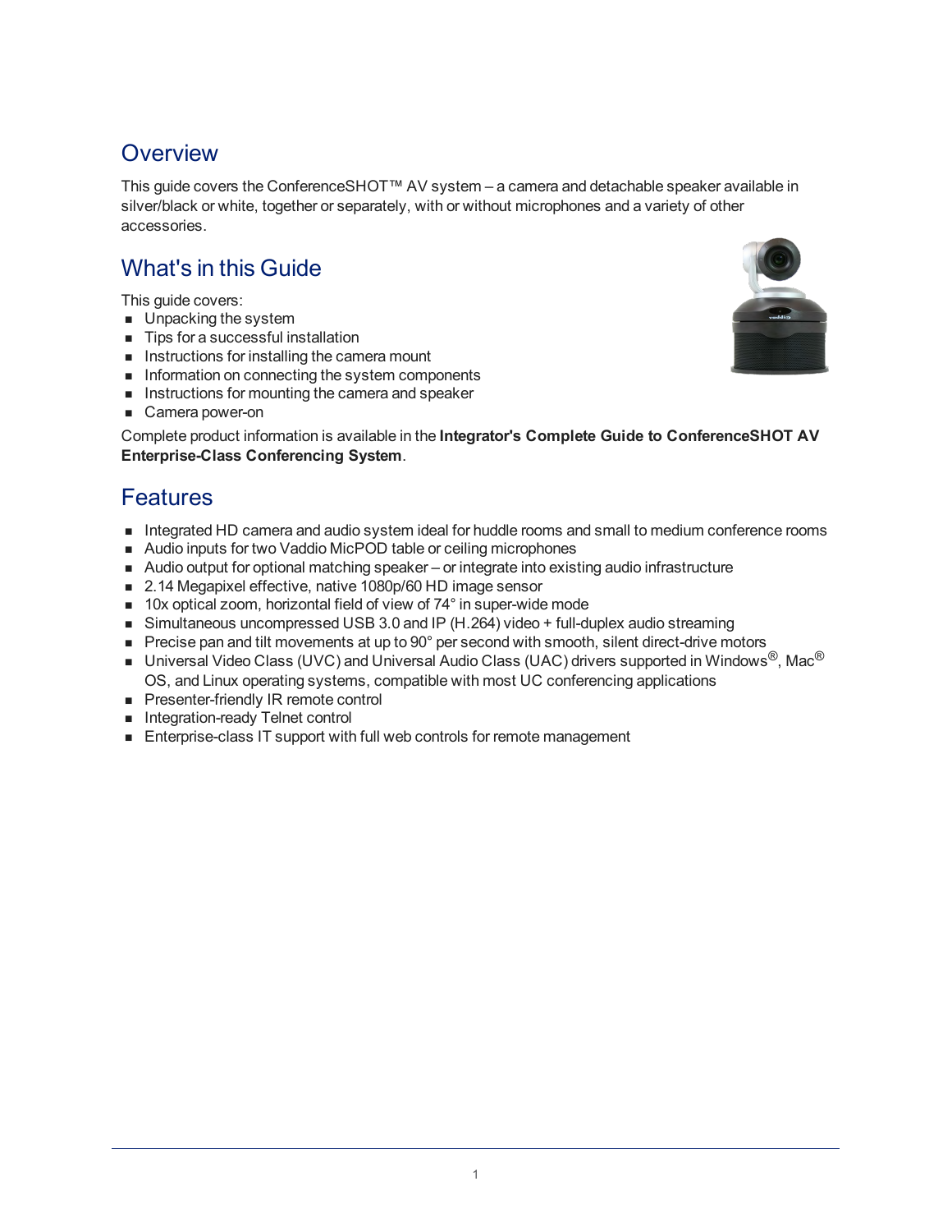## Overview

This guide covers the ConferenceSHOT™ AV system – a camera and detachable speaker available in silver/black or white, together or separately, with or without microphones and a variety of other accessories.

## What's in this Guide

This guide covers:

- Unpacking the system
- Tips for a successful installation
- Instructions for installing the camera mount
- Information on connecting the system components
- Instructions for mounting the camera and speaker
- Camera power-on

Complete product information is available in the **Integrator's Complete Guide to ConferenceSHOT AV Enterprise-Class Conferencing System**.

## Features

- Integrated HD camera and audio system ideal for huddle rooms and small to medium conference rooms
- Audio inputs for two Vaddio MicPOD table or ceiling microphones
- Audio output for optional matching speaker – or integrate into existing audio infrastructure
- 2.14 Megapixel effective, native 1080p/60 HD image sensor
- 10x optical zoom, horizontal field of view of 74° in super-wide mode
- Simultaneous uncompressed USB 3.0 and IP (H.264) video + full-duplex audio streaming
- Precise pan and tilt movements at up to 90° per second with smooth, silent direct-drive motors
- Universal Video Class (UVC) and Universal Audio Class (UAC) drivers supported in Windows®, Mac® OS, and Linux operating systems, compatible with most UC conferencing applications
- Presenter-friendly IR remote control
- Integration-ready Telnet control
- Enterprise-class IT support with full web controls for remote management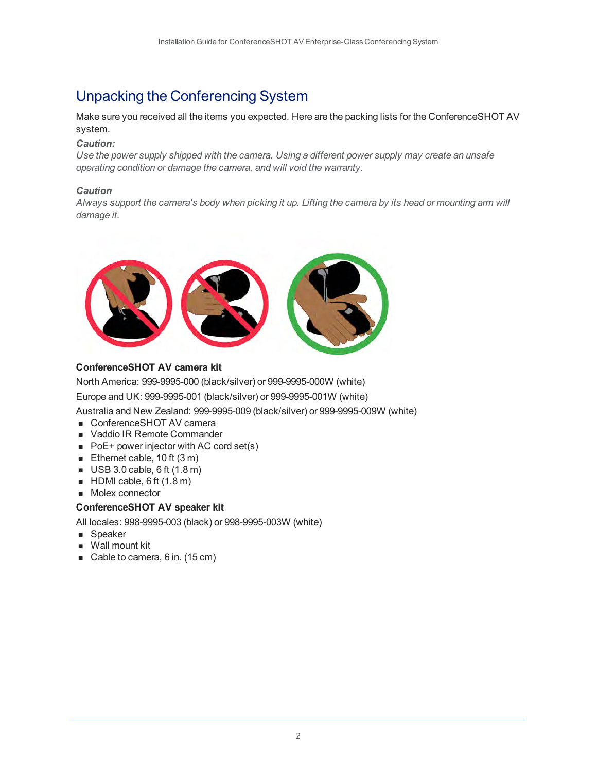# Unpacking the Conferencing System

Make sure you received all the items you expected. Here are the packing lists for the ConferenceSHOT AV system.

***Caution:***

*Use the power supply shipped with the camera. Using a different power supply may create an unsafe operating condition or damage the camera, and will void the warranty.*

***Caution***

*Always support the camera's body when picking it up. Lifting the camera by its head or mounting arm will damage it.*

**ConferenceSHOT AV camera kit**

North America: 999-9995-000 (black/silver) or 999-9995-000W (white)

Europe and UK: 999-9995-001 (black/silver) or 999-9995-001W (white)

Australia and New Zealand: 999-9995-009 (black/silver) or 999-9995-009W (white)

- ConferenceSHOT AV camera
- Vaddio IR Remote Commander
- PoE+ power injector with AC cord set(s)
- Ethernet cable, 10 ft (3 m)
- USB 3.0 cable, 6 ft (1.8 m)
- HDMI cable, 6 ft (1.8 m)
- Molex connector

**ConferenceSHOT AV speaker kit**

All locales: 998-9995-003 (black) or 998-9995-003W (white)

- Speaker
- Wall mount kit
- Cable to camera, 6 in. (15 cm)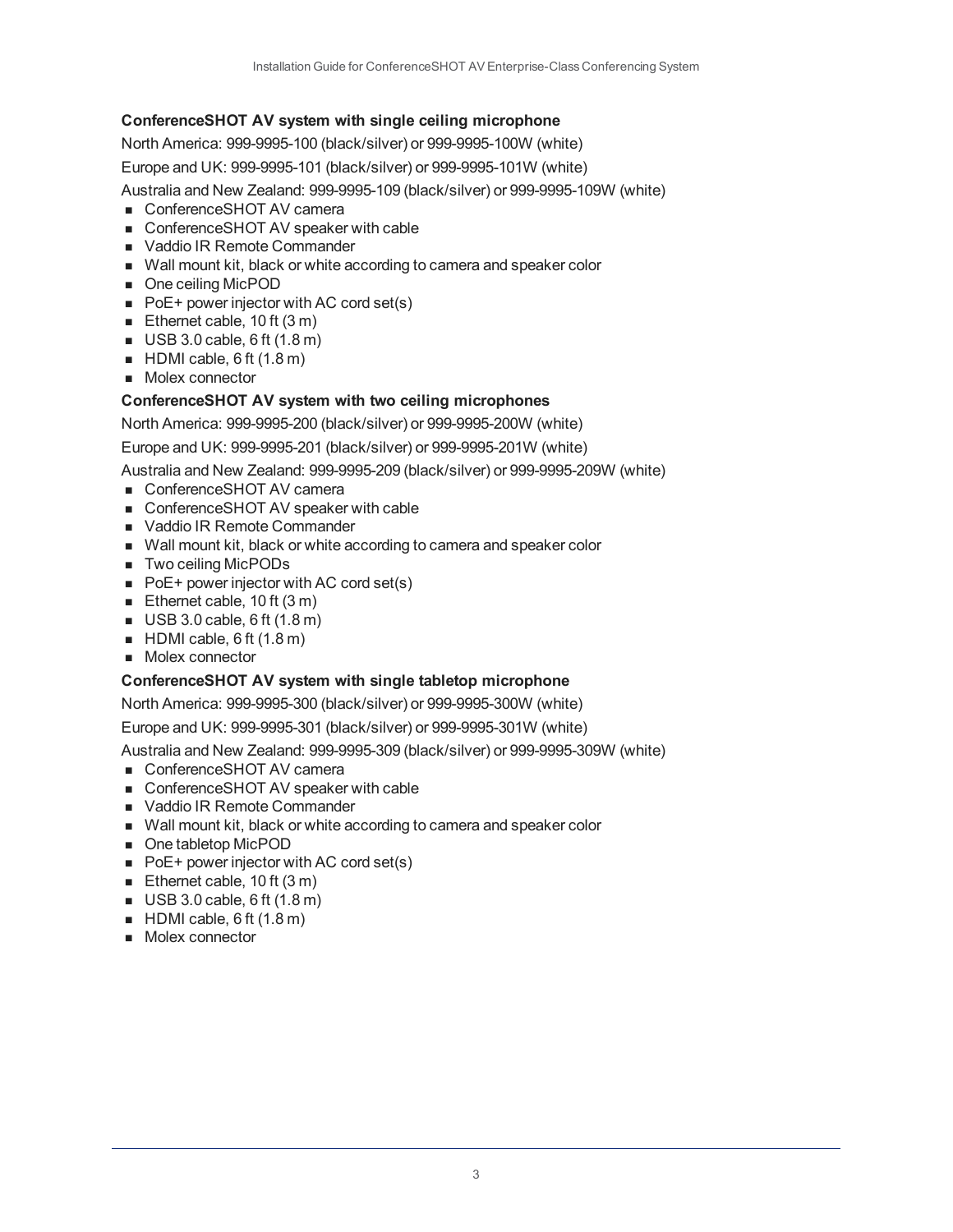### ConferenceSHOT AV system with single ceiling microphone

North America: 999-9995-100 (black/silver) or 999-9995-100W (white)

Europe and UK: 999-9995-101 (black/silver) or 999-9995-101W (white)

Australia and New Zealand: 999-9995-109 (black/silver) or 999-9995-109W (white)

- ConferenceSHOT AV camera
- ConferenceSHOT AV speaker with cable
- Vaddio IR Remote Commander
- Wall mount kit, black or white according to camera and speaker color
- One ceiling MicPOD
- PoE+ power injector with AC cord set(s)
- Ethernet cable, 10 ft (3 m)
- USB 3.0 cable, 6 ft (1.8 m)
- HDMI cable, 6 ft (1.8 m)
- Molex connector

### ConferenceSHOT AV system with two ceiling microphones

North America: 999-9995-200 (black/silver) or 999-9995-200W (white)

Europe and UK: 999-9995-201 (black/silver) or 999-9995-201W (white)

Australia and New Zealand: 999-9995-209 (black/silver) or 999-9995-209W (white)

- ConferenceSHOT AV camera
- ConferenceSHOT AV speaker with cable
- Vaddio IR Remote Commander
- Wall mount kit, black or white according to camera and speaker color
- Two ceiling MicPODs
- PoE+ power injector with AC cord set(s)
- Ethernet cable, 10 ft (3 m)
- USB 3.0 cable, 6 ft (1.8 m)
- HDMI cable, 6 ft (1.8 m)
- Molex connector

### ConferenceSHOT AV system with single tabletop microphone

North America: 999-9995-300 (black/silver) or 999-9995-300W (white)

Europe and UK: 999-9995-301 (black/silver) or 999-9995-301W (white)

Australia and New Zealand: 999-9995-309 (black/silver) or 999-9995-309W (white)

- ConferenceSHOT AV camera
- ConferenceSHOT AV speaker with cable
- Vaddio IR Remote Commander
- Wall mount kit, black or white according to camera and speaker color
- One tabletop MicPOD
- PoE+ power injector with AC cord set(s)
- Ethernet cable, 10 ft (3 m)
- USB 3.0 cable, 6 ft (1.8 m)
- HDMI cable, 6 ft (1.8 m)
- Molex connector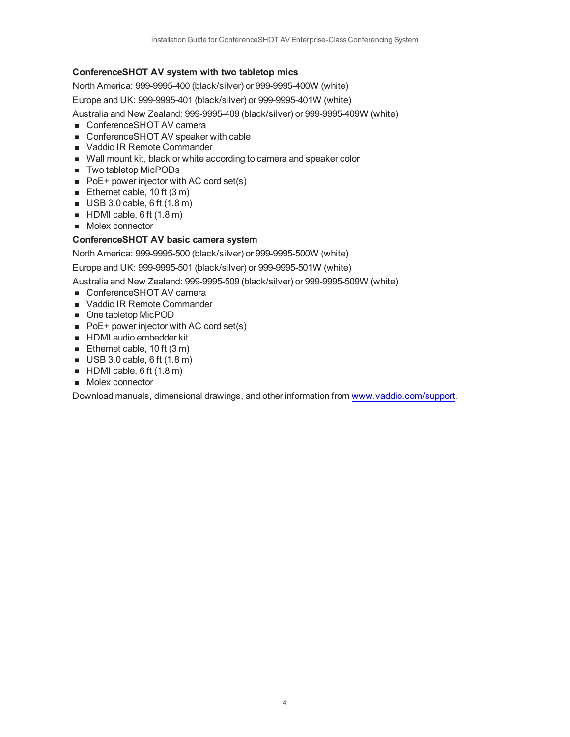### ConferenceSHOT AV system with two tabletop mics

North America: 999-9995-400 (black/silver) or 999-9995-400W (white)

Europe and UK: 999-9995-401 (black/silver) or 999-9995-401W (white)

Australia and New Zealand: 999-9995-409 (black/silver) or 999-9995-409W (white)

- ConferenceSHOT AV camera
- ConferenceSHOT AV speaker with cable
- Vaddio IR Remote Commander
- Wall mount kit, black or white according to camera and speaker color
- Two tabletop MicPODs
- PoE+ power injector with AC cord set(s)
- Ethernet cable, 10 ft (3 m)
- USB 3.0 cable, 6 ft (1.8 m)
- HDMI cable, 6 ft (1.8 m)
- Molex connector

### ConferenceSHOT AV basic camera system

North America: 999-9995-500 (black/silver) or 999-9995-500W (white)

Europe and UK: 999-9995-501 (black/silver) or 999-9995-501W (white)

Australia and New Zealand: 999-9995-509 (black/silver) or 999-9995-509W (white)

- ConferenceSHOT AV camera
- Vaddio IR Remote Commander
- One tabletop MicPOD
- PoE+ power injector with AC cord set(s)
- HDMI audio embedder kit
- Ethernet cable, 10 ft (3 m)
- USB 3.0 cable, 6 ft (1.8 m)
- HDMI cable, 6 ft (1.8 m)
- Molex connector

Download manuals, dimensional drawings, and other information from [www.vaddio.com/support](http://www.vaddio.com/support).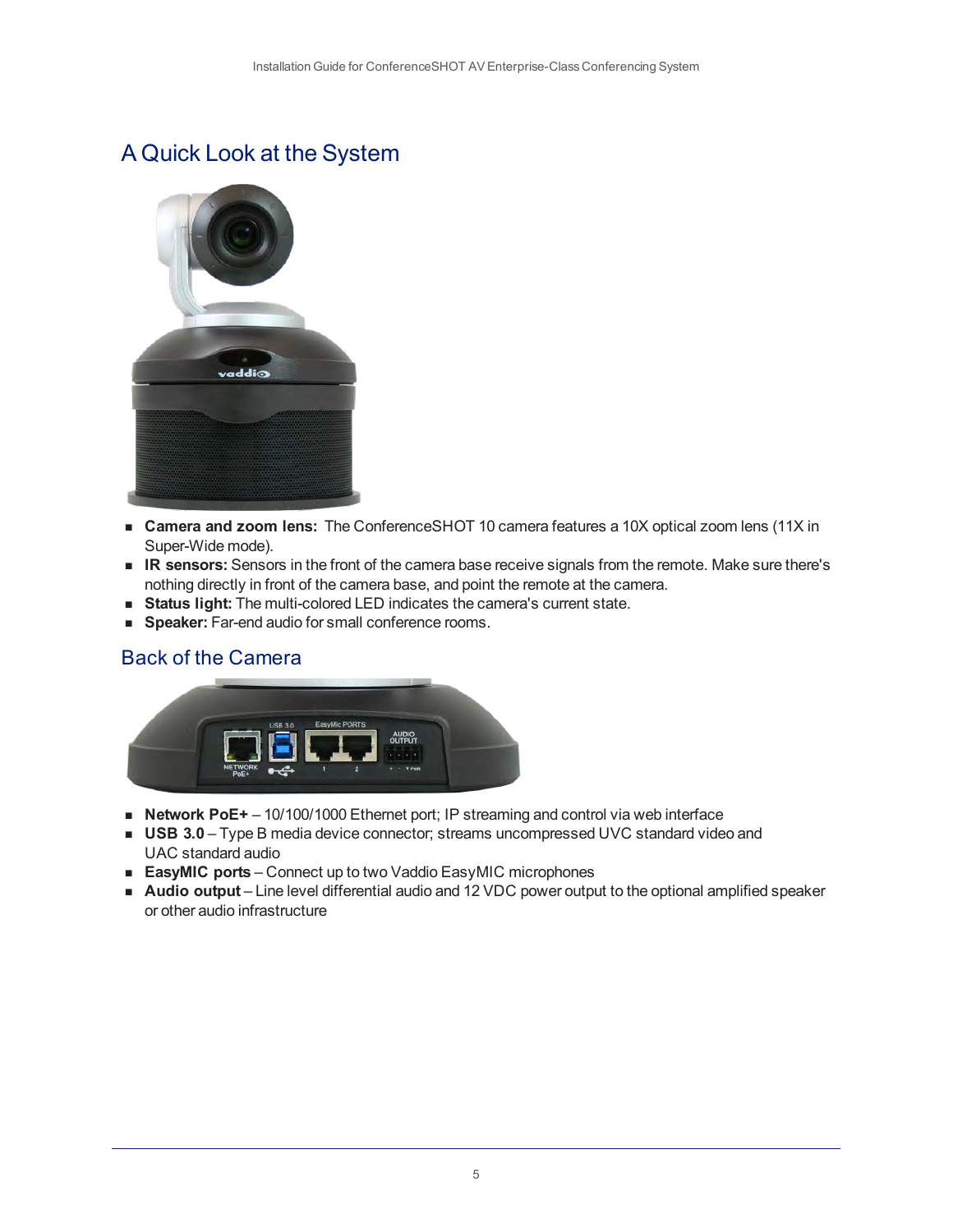## A Quick Look at the System

- **Camera and zoom lens:** The ConferenceSHOT 10 camera features a 10X optical zoom lens (11X in Super-Wide mode).
- **IR sensors:** Sensors in the front of the camera base receive signals from the remote. Make sure there's nothing directly in front of the camera base, and point the remote at the camera.
- **Status light:** The multi-colored LED indicates the camera's current state.
- **Speaker:** Far-end audio for small conference rooms.

## Back of the Camera

- **Network PoE+** – 10/100/1000 Ethernet port; IP streaming and control via web interface
- **USB 3.0** – Type B media device connector; streams uncompressed UVC standard video and UAC standard audio
- **EasyMIC ports** – Connect up to two Vaddio EasyMIC microphones
- **Audio output** – Line level differential audio and 12 VDC power output to the optional amplified speaker or other audio infrastructure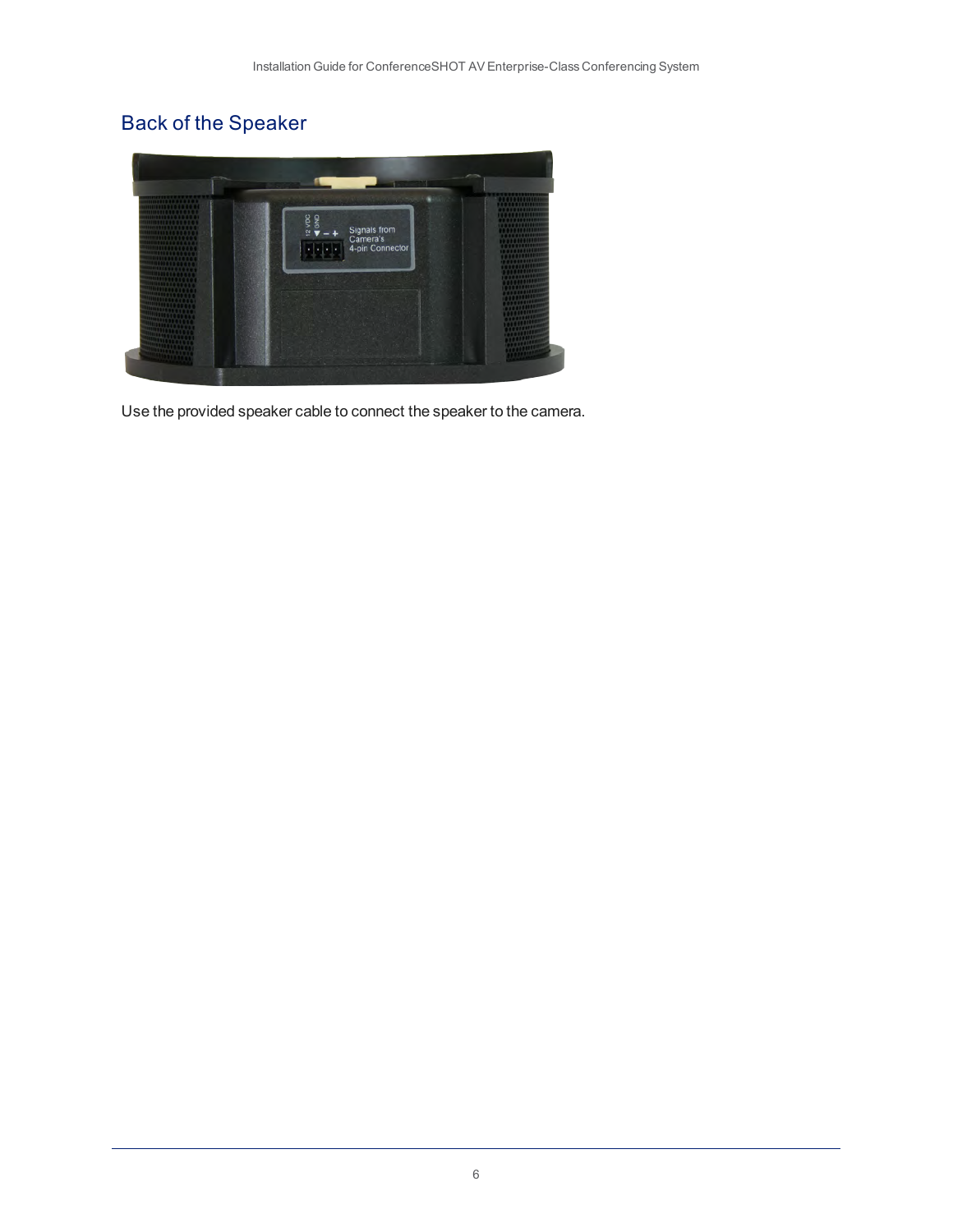## Back of the Speaker

Use the provided speaker cable to connect the speaker to the camera.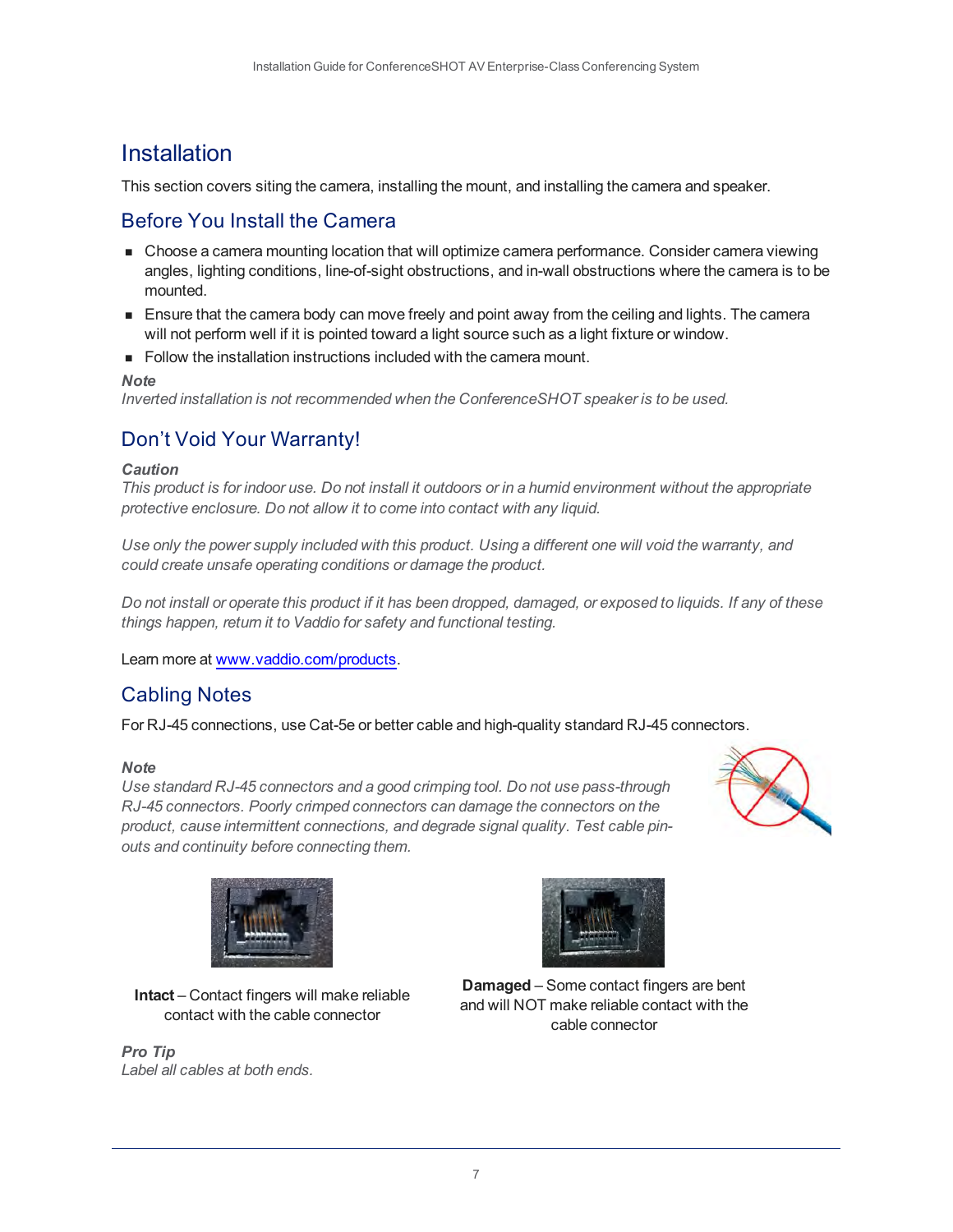# Installation

This section covers siting the camera, installing the mount, and installing the camera and speaker.

## Before You Install the Camera

- Choose a camera mounting location that will optimize camera performance. Consider camera viewing angles, lighting conditions, line-of-sight obstructions, and in-wall obstructions where the camera is to be mounted.
- Ensure that the camera body can move freely and point away from the ceiling and lights. The camera will not perform well if it is pointed toward a light source such as a light fixture or window.
- Follow the installation instructions included with the camera mount.

***Note***
*Inverted installation is not recommended when the ConferenceSHOT speaker is to be used.*

## Don't Void Your Warranty!

***Caution***
*This product is for indoor use. Do not install it outdoors or in a humid environment without the appropriate protective enclosure. Do not allow it to come into contact with any liquid.*

*Use only the power supply included with this product. Using a different one will void the warranty, and could create unsafe operating conditions or damage the product.*

*Do not install or operate this product if it has been dropped, damaged, or exposed to liquids. If any of these things happen, return it to Vaddio for safety and functional testing.*

Learn more at [www.vaddio.com/products](www.vaddio.com/products).

## Cabling Notes

For RJ-45 connections, use Cat-5e or better cable and high-quality standard RJ-45 connectors.

***Note***
*Use standard RJ-45 connectors and a good crimping tool. Do not use pass-through RJ-45 connectors. Poorly crimped connectors can damage the connectors on the product, cause intermittent connections, and degrade signal quality. Test cable pin-outs and continuity before connecting them.*

**Intact** – Contact fingers will make reliable contact with the cable connector

**Damaged** – Some contact fingers are bent and will NOT make reliable contact with the cable connector

***Pro Tip***
*Label all cables at both ends.*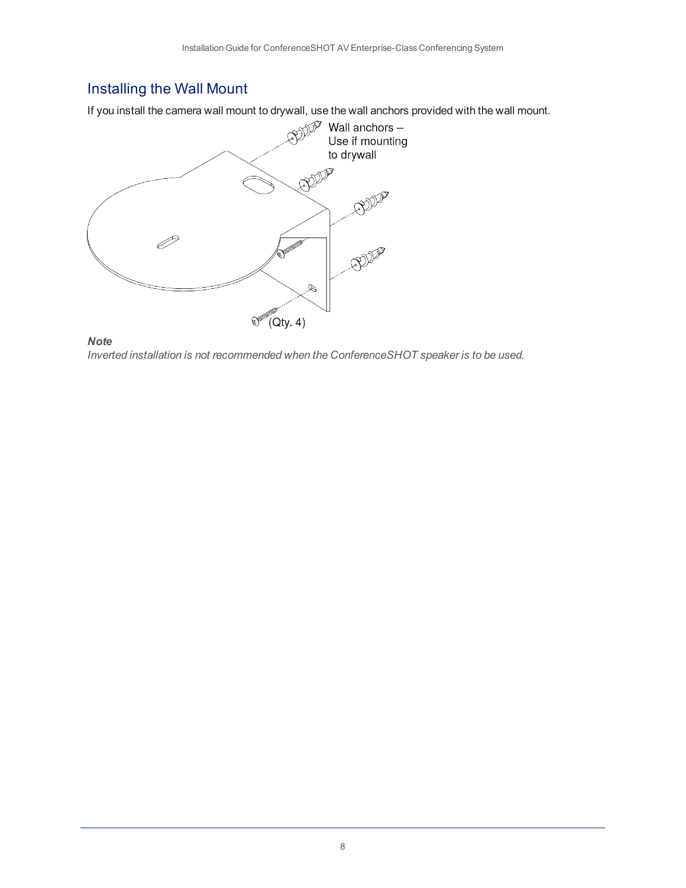## Installing the Wall Mount

If you install the camera wall mount to drywall, use the wall anchors provided with the wall mount.

Wall anchors – Use if mounting to drywall

(Qty. 4)

***Note***

*Inverted installation is not recommended when the ConferenceSHOT speaker is to be used.*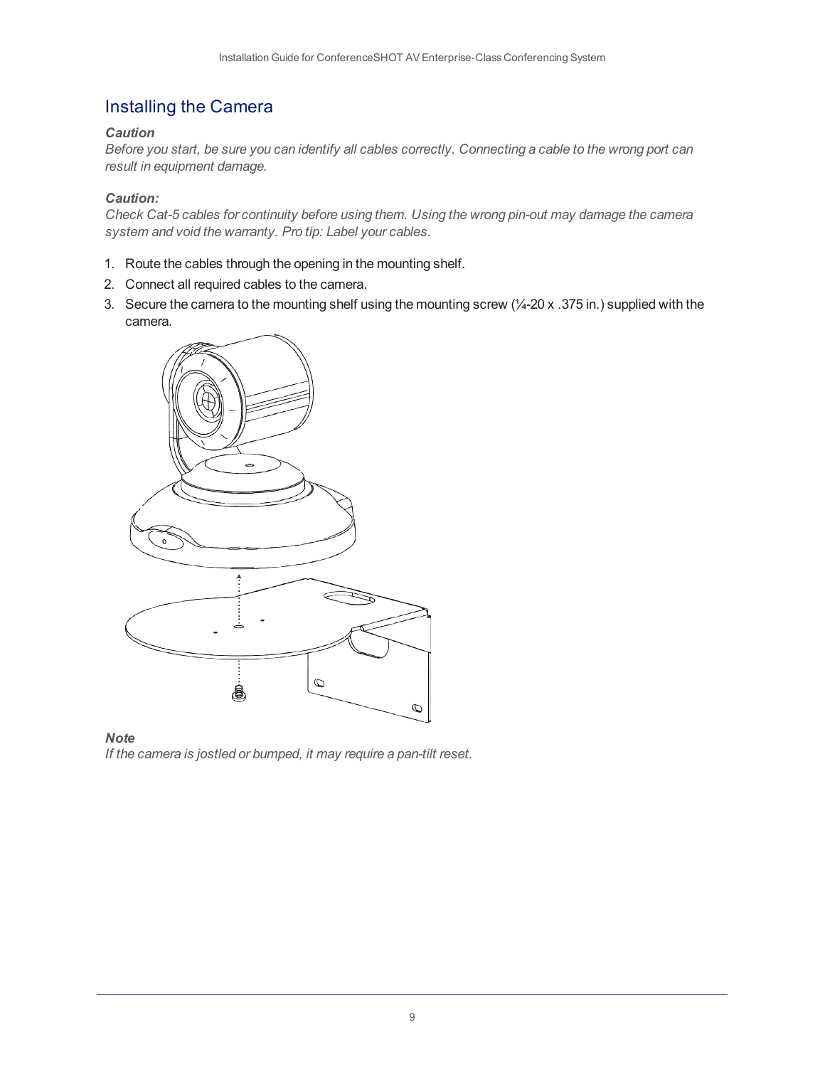## Installing the Camera

***Caution***
*Before you start, be sure you can identify all cables correctly. Connecting a cable to the wrong port can result in equipment damage.*

***Caution:***
*Check Cat-5 cables for continuity before using them. Using the wrong pin-out may damage the camera system and void the warranty. Pro tip: Label your cables.*

1. Route the cables through the opening in the mounting shelf.
2. Connect all required cables to the camera.
3. Secure the camera to the mounting shelf using the mounting screw (¼-20 x .375 in.) supplied with the camera.

***Note***
*If the camera is jostled or bumped, it may require a pan-tilt reset.*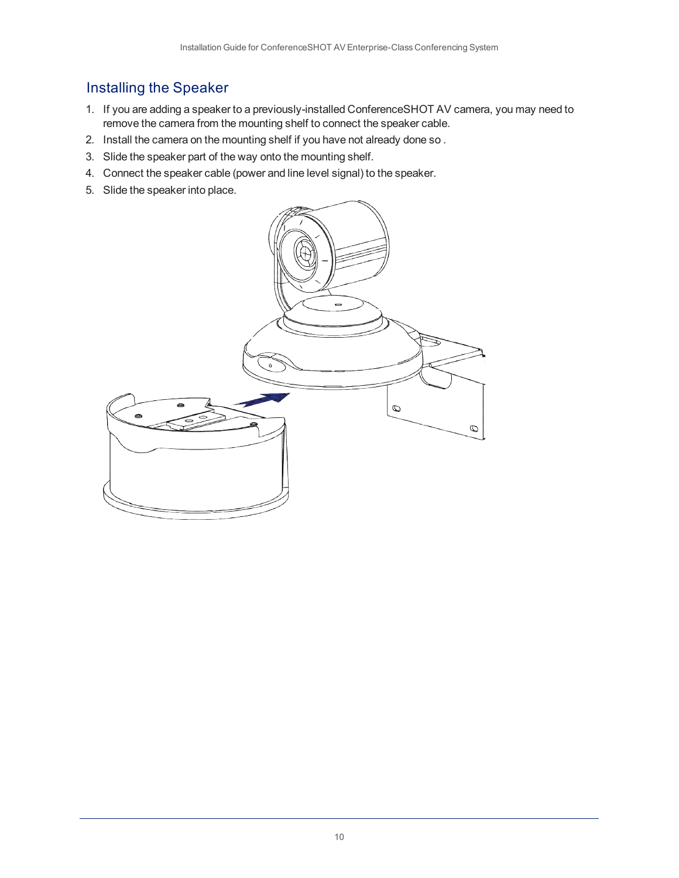## Installing the Speaker

1. If you are adding a speaker to a previously-installed ConferenceSHOT AV camera, you may need to remove the camera from the mounting shelf to connect the speaker cable.
2. Install the camera on the mounting shelf if you have not already done so .
3. Slide the speaker part of the way onto the mounting shelf.
4. Connect the speaker cable (power and line level signal) to the speaker.
5. Slide the speaker into place.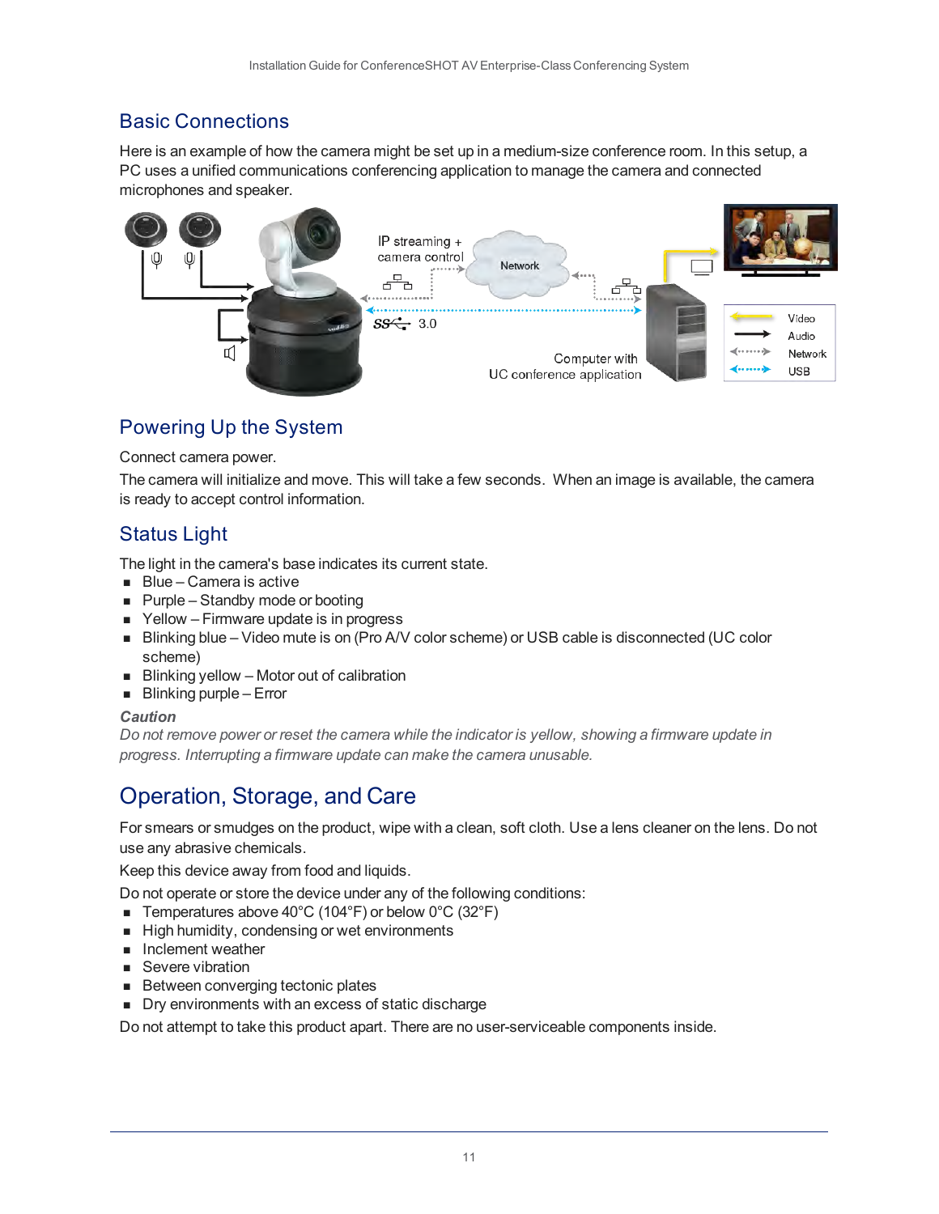## Basic Connections

Here is an example of how the camera might be set up in a medium-size conference room. In this setup, a PC uses a unified communications conferencing application to manage the camera and connected microphones and speaker.

## Powering Up the System

Connect camera power.

The camera will initialize and move. This will take a few seconds. When an image is available, the camera is ready to accept control information.

## Status Light

The light in the camera's base indicates its current state.

- Blue – Camera is active
- Purple – Standby mode or booting
- Yellow – Firmware update is in progress
- Blinking blue – Video mute is on (Pro A/V color scheme) or USB cable is disconnected (UC color scheme)
- Blinking yellow – Motor out of calibration
- Blinking purple – Error

***Caution***

*Do not remove power or reset the camera while the indicator is yellow, showing a firmware update in progress. Interrupting a firmware update can make the camera unusable.*

## Operation, Storage, and Care

For smears or smudges on the product, wipe with a clean, soft cloth. Use a lens cleaner on the lens. Do not use any abrasive chemicals.

Keep this device away from food and liquids.

Do not operate or store the device under any of the following conditions:

- Temperatures above 40°C (104°F) or below 0°C (32°F)
- High humidity, condensing or wet environments
- Inclement weather
- Severe vibration
- Between converging tectonic plates
- Dry environments with an excess of static discharge

Do not attempt to take this product apart. There are no user-serviceable components inside.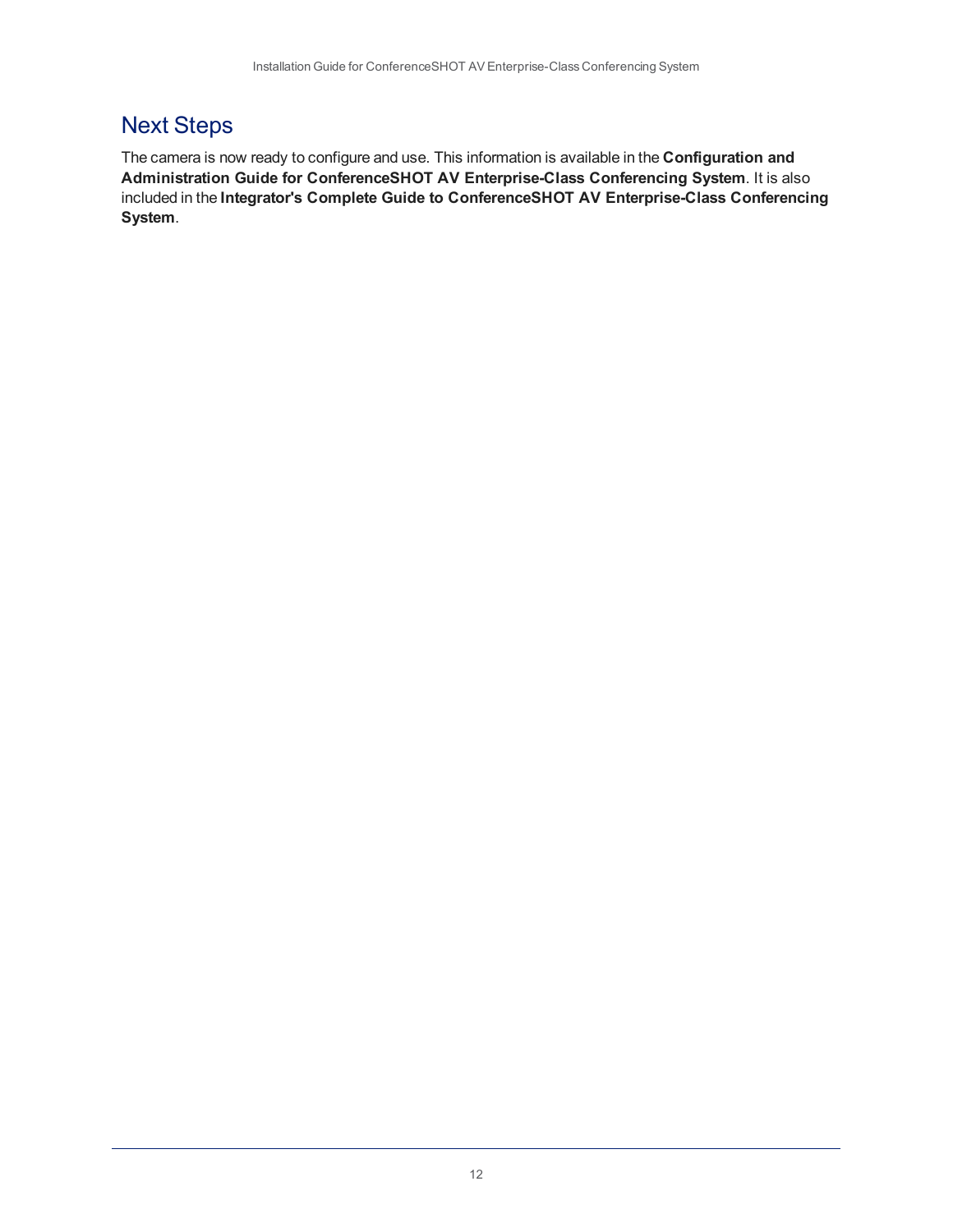## Next Steps

The camera is now ready to configure and use. This information is available in the **Configuration and Administration Guide for ConferenceSHOT AV Enterprise-Class Conferencing System**. It is also included in the **Integrator's Complete Guide to ConferenceSHOT AV Enterprise-Class Conferencing System**.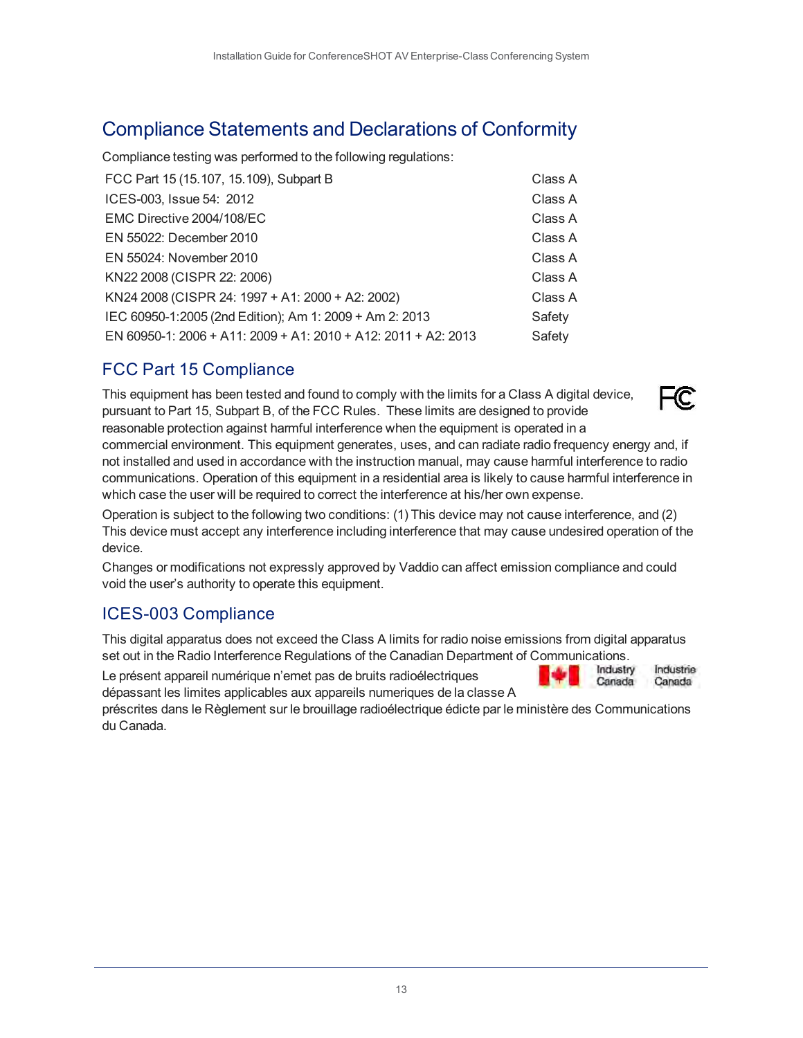# Compliance Statements and Declarations of Conformity

Compliance testing was performed to the following regulations:

| | |
|---|---|
| FCC Part 15 (15.107, 15.109), Subpart B | Class A |
| ICES-003, Issue 54: 2012 | Class A |
| EMC Directive 2004/108/EC | Class A |
| EN 55022: December 2010 | Class A |
| EN 55024: November 2010 | Class A |
| KN22 2008 (CISPR 22: 2006) | Class A |
| KN24 2008 (CISPR 24: 1997 + A1: 2000 + A2: 2002) | Class A |
| IEC 60950-1:2005 (2nd Edition); Am 1: 2009 + Am 2: 2013 | Safety |
| EN 60950-1: 2006 + A11: 2009 + A1: 2010 + A12: 2011 + A2: 2013 | Safety |

## FCC Part 15 Compliance

This equipment has been tested and found to comply with the limits for a Class A digital device, pursuant to Part 15, Subpart B, of the FCC Rules. These limits are designed to provide reasonable protection against harmful interference when the equipment is operated in a commercial environment. This equipment generates, uses, and can radiate radio frequency energy and, if not installed and used in accordance with the instruction manual, may cause harmful interference to radio communications. Operation of this equipment in a residential area is likely to cause harmful interference in which case the user will be required to correct the interference at his/her own expense.

Operation is subject to the following two conditions: (1) This device may not cause interference, and (2) This device must accept any interference including interference that may cause undesired operation of the device.

Changes or modifications not expressly approved by Vaddio can affect emission compliance and could void the user's authority to operate this equipment.

## ICES-003 Compliance

This digital apparatus does not exceed the Class A limits for radio noise emissions from digital apparatus set out in the Radio Interference Regulations of the Canadian Department of Communications.

Le présent appareil numérique n'emet pas de bruits radioélectriques dépassant les limites applicables aux appareils numeriques de la classe A préscrites dans le Règlement sur le brouillage radioélectrique édicte par le ministère des Communications du Canada.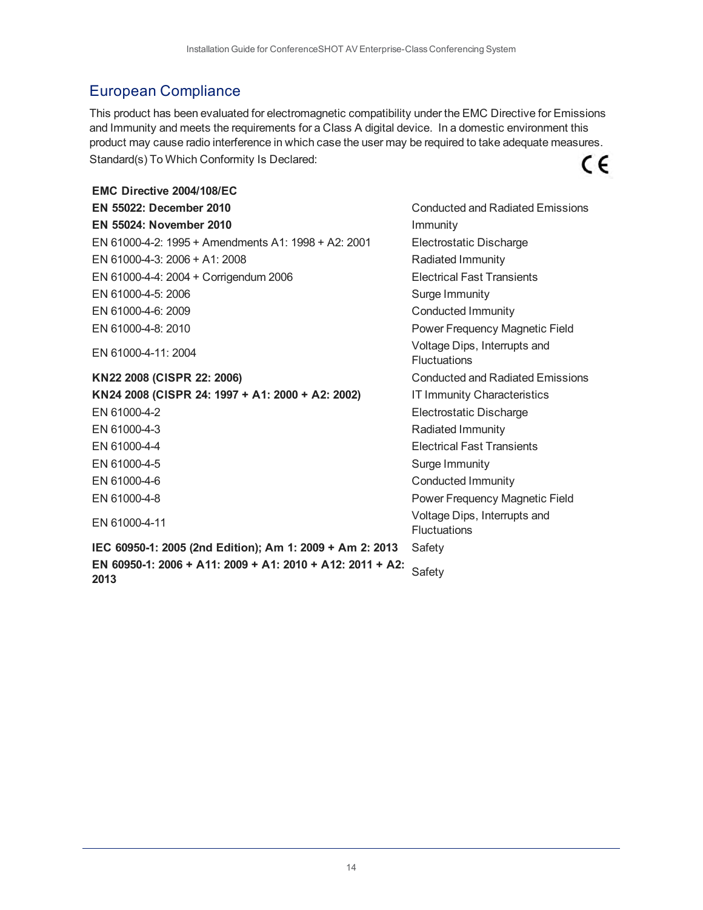## European Compliance

This product has been evaluated for electromagnetic compatibility under the EMC Directive for Emissions and Immunity and meets the requirements for a Class A digital device. In a domestic environment this product may cause radio interference in which case the user may be required to take adequate measures.

Standard(s) To Which Conformity Is Declared:

| | |
|---|---|
| **EMC Directive 2004/108/EC** | |
| **EN 55022: December 2010** | Conducted and Radiated Emissions |
| **EN 55024: November 2010** | Immunity |
| EN 61000-4-2: 1995 + Amendments A1: 1998 + A2: 2001 | Electrostatic Discharge |
| EN 61000-4-3: 2006 + A1: 2008 | Radiated Immunity |
| EN 61000-4-4: 2004 + Corrigendum 2006 | Electrical Fast Transients |
| EN 61000-4-5: 2006 | Surge Immunity |
| EN 61000-4-6: 2009 | Conducted Immunity |
| EN 61000-4-8: 2010 | Power Frequency Magnetic Field |
| EN 61000-4-11: 2004 | Voltage Dips, Interrupts and Fluctuations |
| **KN22 2008 (CISPR 22: 2006)** | Conducted and Radiated Emissions |
| **KN24 2008 (CISPR 24: 1997 + A1: 2000 + A2: 2002)** | IT Immunity Characteristics |
| EN 61000-4-2 | Electrostatic Discharge |
| EN 61000-4-3 | Radiated Immunity |
| EN 61000-4-4 | Electrical Fast Transients |
| EN 61000-4-5 | Surge Immunity |
| EN 61000-4-6 | Conducted Immunity |
| EN 61000-4-8 | Power Frequency Magnetic Field |
| EN 61000-4-11 | Voltage Dips, Interrupts and Fluctuations |
| **IEC 60950-1: 2005 (2nd Edition); Am 1: 2009 + Am 2: 2013** | Safety |
| **EN 60950-1: 2006 + A11: 2009 + A1: 2010 + A12: 2011 + A2: 2013** | Safety |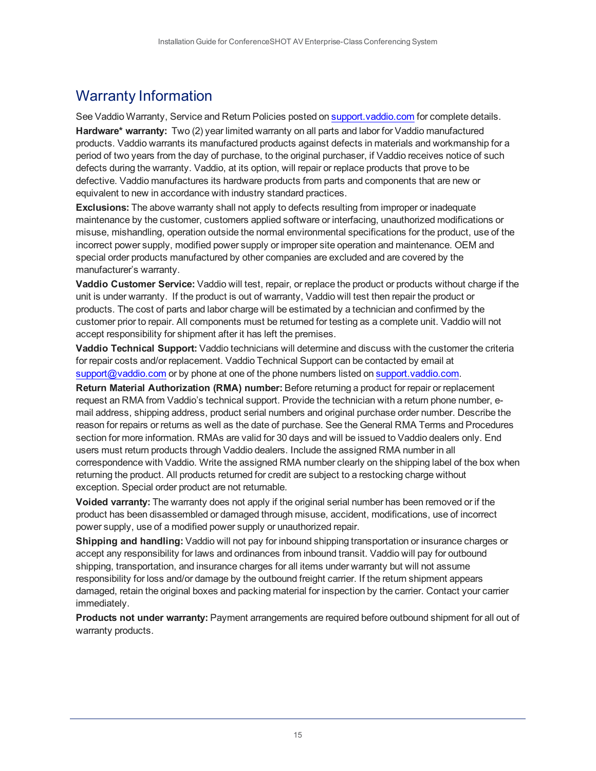# Warranty Information

See Vaddio Warranty, Service and Return Policies posted on [support.vaddio.com](support.vaddio.com) for complete details.

**Hardware* warranty:** Two (2) year limited warranty on all parts and labor for Vaddio manufactured products. Vaddio warrants its manufactured products against defects in materials and workmanship for a period of two years from the day of purchase, to the original purchaser, if Vaddio receives notice of such defects during the warranty. Vaddio, at its option, will repair or replace products that prove to be defective. Vaddio manufactures its hardware products from parts and components that are new or equivalent to new in accordance with industry standard practices.

**Exclusions:** The above warranty shall not apply to defects resulting from improper or inadequate maintenance by the customer, customers applied software or interfacing, unauthorized modifications or misuse, mishandling, operation outside the normal environmental specifications for the product, use of the incorrect power supply, modified power supply or improper site operation and maintenance. OEM and special order products manufactured by other companies are excluded and are covered by the manufacturer's warranty.

**Vaddio Customer Service:** Vaddio will test, repair, or replace the product or products without charge if the unit is under warranty. If the product is out of warranty, Vaddio will test then repair the product or products. The cost of parts and labor charge will be estimated by a technician and confirmed by the customer prior to repair. All components must be returned for testing as a complete unit. Vaddio will not accept responsibility for shipment after it has left the premises.

**Vaddio Technical Support:** Vaddio technicians will determine and discuss with the customer the criteria for repair costs and/or replacement. Vaddio Technical Support can be contacted by email at [support@vaddio.com](mailto:support@vaddio.com) or by phone at one of the phone numbers listed on [support.vaddio.com](support.vaddio.com).

**Return Material Authorization (RMA) number:** Before returning a product for repair or replacement request an RMA from Vaddio's technical support. Provide the technician with a return phone number, e-mail address, shipping address, product serial numbers and original purchase order number. Describe the reason for repairs or returns as well as the date of purchase. See the General RMA Terms and Procedures section for more information. RMAs are valid for 30 days and will be issued to Vaddio dealers only. End users must return products through Vaddio dealers. Include the assigned RMA number in all correspondence with Vaddio. Write the assigned RMA number clearly on the shipping label of the box when returning the product. All products returned for credit are subject to a restocking charge without exception. Special order product are not returnable.

**Voided varranty:** The warranty does not apply if the original serial number has been removed or if the product has been disassembled or damaged through misuse, accident, modifications, use of incorrect power supply, use of a modified power supply or unauthorized repair.

**Shipping and handling:** Vaddio will not pay for inbound shipping transportation or insurance charges or accept any responsibility for laws and ordinances from inbound transit. Vaddio will pay for outbound shipping, transportation, and insurance charges for all items under warranty but will not assume responsibility for loss and/or damage by the outbound freight carrier. If the return shipment appears damaged, retain the original boxes and packing material for inspection by the carrier. Contact your carrier immediately.

**Products not under warranty:** Payment arrangements are required before outbound shipment for all out of warranty products.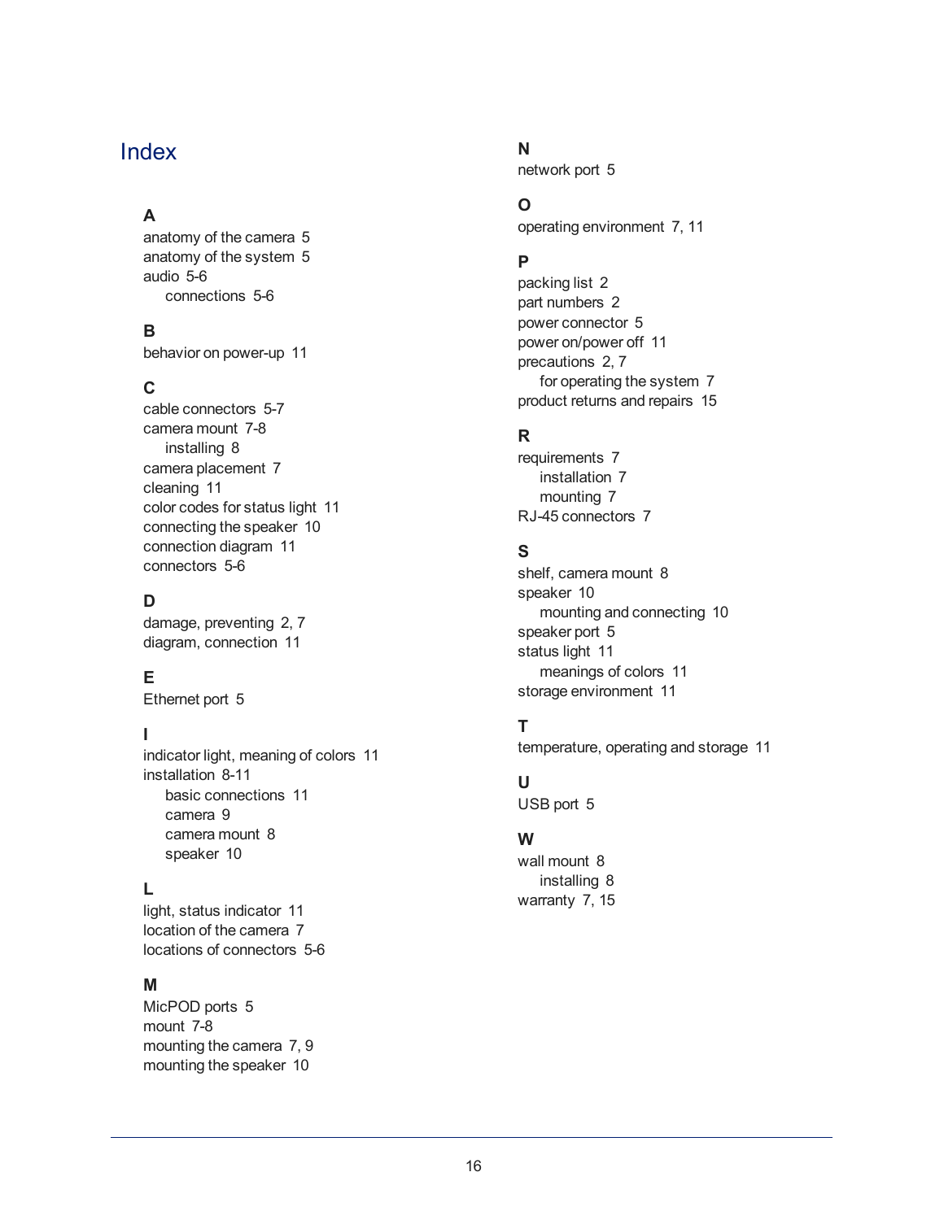# Index

**A**

anatomy of the camera 5
anatomy of the system 5
audio 5-6
- connections 5-6

**B**

behavior on power-up 11

**C**

cable connectors 5-7
camera mount 7-8
- installing 8

camera placement 7
cleaning 11
color codes for status light 11
connecting the speaker 10
connection diagram 11
connectors 5-6

**D**

damage, preventing 2, 7
diagram, connection 11

**E**

Ethernet port 5

**I**

indicator light, meaning of colors 11
installation 8-11
- basic connections 11
- camera 9
- camera mount 8
- speaker 10

**L**

light, status indicator 11
location of the camera 7
locations of connectors 5-6

**M**

MicPOD ports 5
mount 7-8
mounting the camera 7, 9
mounting the speaker 10

**N**

network port 5

**O**

operating environment 7, 11

**P**

packing list 2
part numbers 2
power connector 5
power on/power off 11
precautions 2, 7
- for operating the system 7

product returns and repairs 15

**R**

requirements 7
- installation 7
- mounting 7

RJ-45 connectors 7

**S**

shelf, camera mount 8
speaker 10
- mounting and connecting 10

speaker port 5
status light 11
- meanings of colors 11

storage environment 11

**T**

temperature, operating and storage 11

**U**

USB port 5

**W**

wall mount 8
- installing 8

warranty 7, 15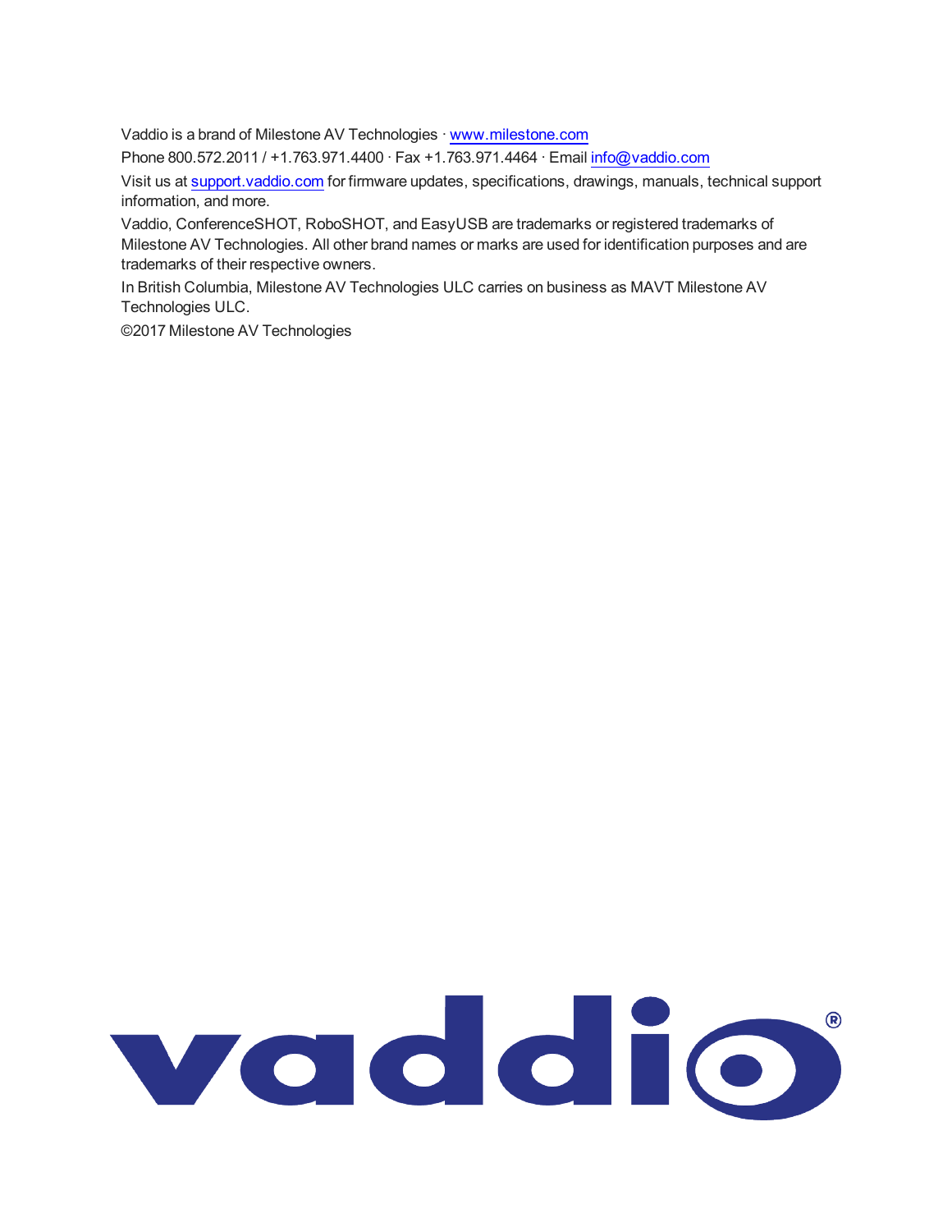Vaddio is a brand of Milestone AV Technologies · www.milestone.com

Phone 800.572.2011 / +1.763.971.4400 · Fax +1.763.971.4464 · Email info@vaddio.com

Visit us at support.vaddio.com for firmware updates, specifications, drawings, manuals, technical support information, and more.

Vaddio, ConferenceSHOT, RoboSHOT, and EasyUSB are trademarks or registered trademarks of Milestone AV Technologies. All other brand names or marks are used for identification purposes and are trademarks of their respective owners.

In British Columbia, Milestone AV Technologies ULC carries on business as MAVT Milestone AV Technologies ULC.

©2017 Milestone AV Technologies